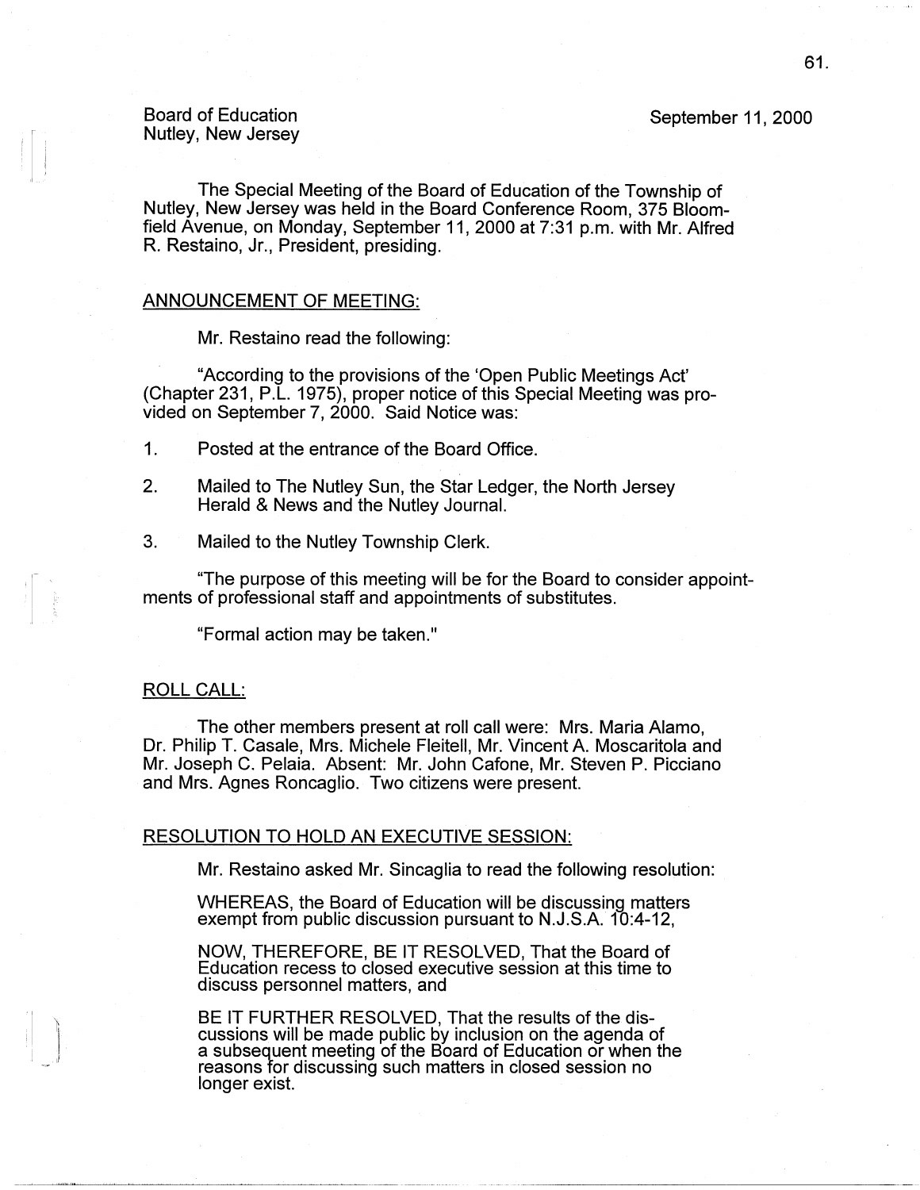Board of Education
Nutley, New Jersey

September 11, 2000

The Special Meeting of the Board of Education of the Township of Nutley, New Jersey was held in the Board Conference Room, 375 Bloomfield Avenue, on Monday, September 11, 2000 at 7:31 p.m. with Mr. Alfred R. Restaino, Jr., President, presiding.

## ANNOUNCEMENT OF MEETING:

Mr. Restaino read the following:

"According to the provisions of the 'Open Public Meetings Act' (Chapter 231, P.L. 1975), proper notice of this Special Meeting was provided on September 7, 2000. Said Notice was:

1. Posted at the entrance of the Board Office.
2. Mailed to The Nutley Sun, the Star Ledger, the North Jersey Herald & News and the Nutley Journal.
3. Mailed to the Nutley Township Clerk.

"The purpose of this meeting will be for the Board to consider appointments of professional staff and appointments of substitutes.

"Formal action may be taken."

## ROLL CALL:

The other members present at roll call were: Mrs. Maria Alamo, Dr. Philip T. Casale, Mrs. Michele Fleitell, Mr. Vincent A. Moscaritola and Mr. Joseph C. Pelaia. Absent: Mr. John Cafone, Mr. Steven P. Picciano and Mrs. Agnes Roncaglio. Two citizens were present.

## RESOLUTION TO HOLD AN EXECUTIVE SESSION:

Mr. Restaino asked Mr. Sincaglia to read the following resolution:

WHEREAS, the Board of Education will be discussing matters exempt from public discussion pursuant to N.J.S.A. 10:4-12,

NOW, THEREFORE, BE IT RESOLVED, That the Board of Education recess to closed executive session at this time to discuss personnel matters, and

BE IT FURTHER RESOLVED, That the results of the discussions will be made public by inclusion on the agenda of a subsequent meeting of the Board of Education or when the reasons for discussing such matters in closed session no longer exist.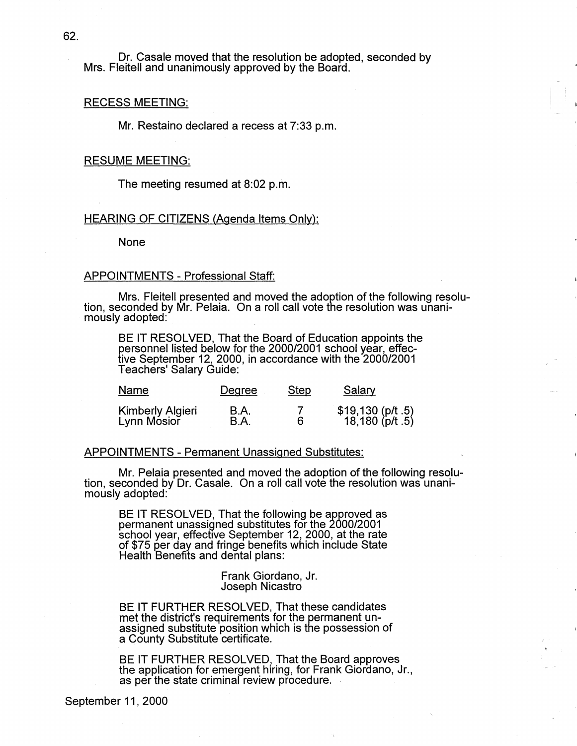Dr. Casale moved that the resolution be adopted, seconded by Mrs. Fleitell and unanimously approved by the Board.

RECESS MEETING:

Mr. Restaino declared a recess at 7:33 p.m.

RESUME MEETING:

The meeting resumed at 8:02 p.m.

HEARING OF CITIZENS (Agenda Items Only):

None

APPOINTMENTS - Professional Staff:

Mrs. Fleitell presented and moved the adoption of the following resolution, seconded by Mr. Pelaia. On a roll call vote the resolution was unanimously adopted:

> BE IT RESOLVED, That the Board of Education appoints the personnel listed below for the 2000/2001 school year, effective September 12, 2000, in accordance with the 2000/2001 Teachers' Salary Guide:

| Name | Degree | Step | Salary |
|---|---|---|---|
| Kimberly Algieri | B.A. | 7 | $19,130 (p/t .5) |
| Lynn Mosior | B.A. | 6 | 18,180 (p/t .5) |

APPOINTMENTS - Permanent Unassigned Substitutes:

Mr. Pelaia presented and moved the adoption of the following resolution, seconded by Dr. Casale. On a roll call vote the resolution was unanimously adopted:

> BE IT RESOLVED, That the following be approved as permanent unassigned substitutes for the 2000/2001 school year, effective September 12, 2000, at the rate of $75 per day and fringe benefits which include State Health Benefits and dental plans:
>
> Frank Giordano, Jr.
> Joseph Nicastro
>
> BE IT FURTHER RESOLVED, That these candidates met the district's requirements for the permanent unassigned substitute position which is the possession of a County Substitute certificate.
>
> BE IT FURTHER RESOLVED, That the Board approves the application for emergent hiring, for Frank Giordano, Jr., as per the state criminal review procedure.

September 11, 2000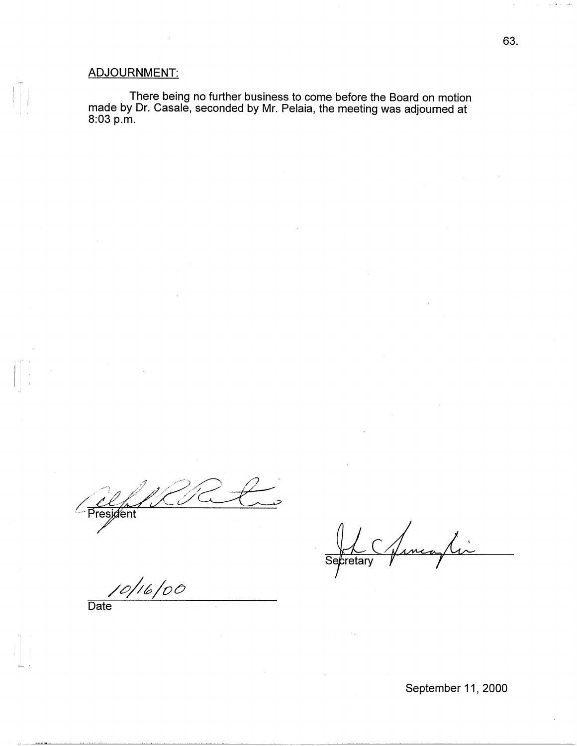## ADJOURNMENT:

There being no further business to come before the Board on motion made by Dr. Casale, seconded by Mr. Pelaia, the meeting was adjourned at 8:03 p.m.

President

Secretary

10/16/00

Date

September 11, 2000